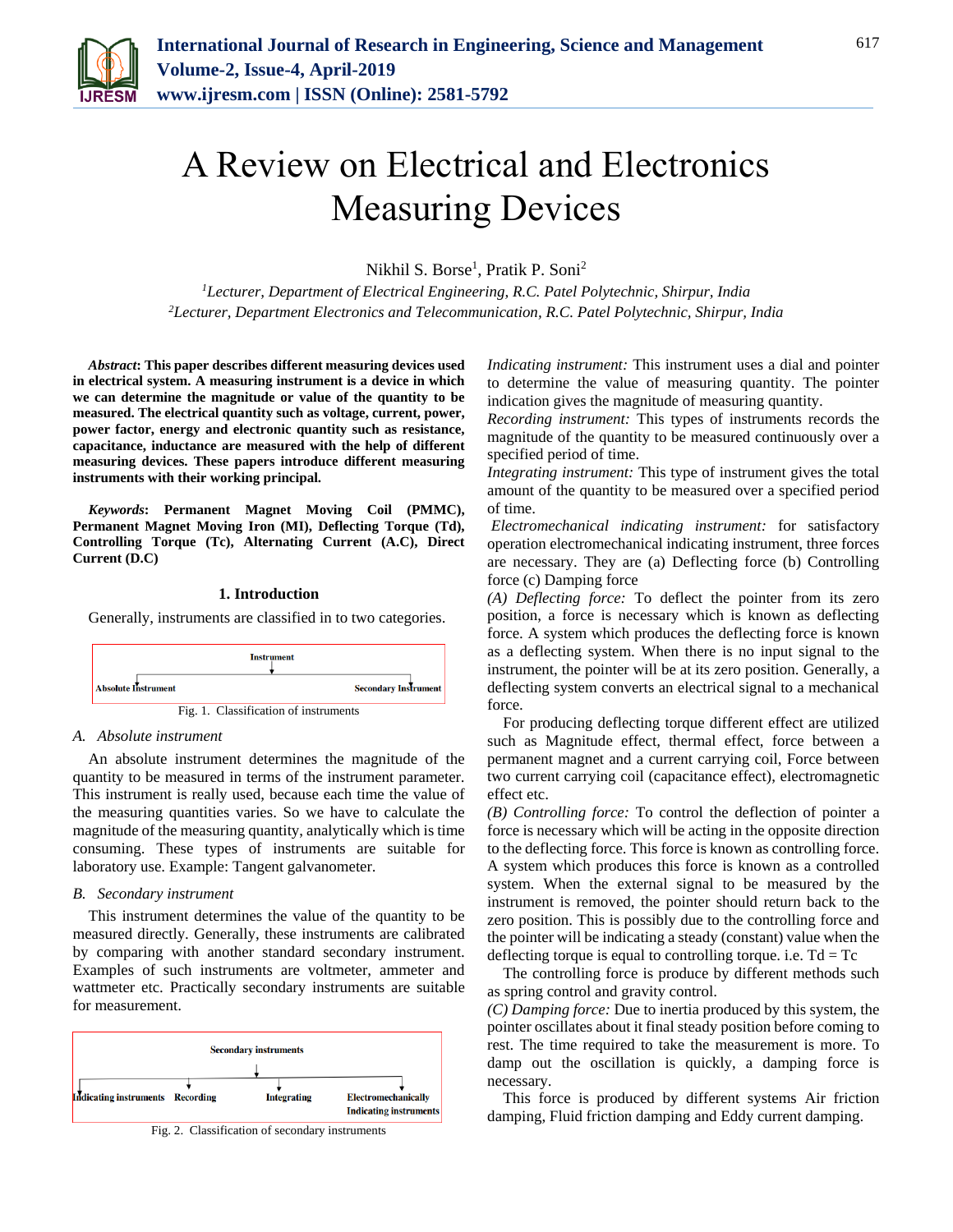# A Review on Electrical and Electronics Measuring Devices

Nikhil S. Borse[1], Pratik P. Soni[2]

[1]*Lecturer, Department of Electrical Engineering, R.C. Patel Polytechnic, Shirpur, India*
[2]*Lecturer, Department Electronics and Telecommunication, R.C. Patel Polytechnic, Shirpur, India*

***Abstract*: This paper describes different measuring devices used in electrical system. A measuring instrument is a device in which we can determine the magnitude or value of the quantity to be measured. The electrical quantity such as voltage, current, power, power factor, energy and electronic quantity such as resistance, capacitance, inductance are measured with the help of different measuring devices. These papers introduce different measuring instruments with their working principal.**

***Keywords*: Permanent Magnet Moving Coil (PMMC), Permanent Magnet Moving Iron (MI), Deflecting Torque (Td), Controlling Torque (Tc), Alternating Current (A.C), Direct Current (D.C)**

## 1. Introduction

Generally, instruments are classified in to two categories.

Instrument → Absolute Instrument, Secondary Instrument

Fig. 1. Classification of instruments

### *A. Absolute instrument*

An absolute instrument determines the magnitude of the quantity to be measured in terms of the instrument parameter. This instrument is really used, because each time the value of the measuring quantities varies. So we have to calculate the magnitude of the measuring quantity, analytically which is time consuming. These types of instruments are suitable for laboratory use. Example: Tangent galvanometer.

### *B. Secondary instrument*

This instrument determines the value of the quantity to be measured directly. Generally, these instruments are calibrated by comparing with another standard secondary instrument. Examples of such instruments are voltmeter, ammeter and wattmeter etc. Practically secondary instruments are suitable for measurement.

Secondary instruments → Indicating instruments, Recording, Integrating, Electromechanically Indicating instruments

Fig. 2. Classification of secondary instruments

*Indicating instrument:* This instrument uses a dial and pointer to determine the value of measuring quantity. The pointer indication gives the magnitude of measuring quantity.

*Recording instrument:* This types of instruments records the magnitude of the quantity to be measured continuously over a specified period of time.

*Integrating instrument:* This type of instrument gives the total amount of the quantity to be measured over a specified period of time.

*Electromechanical indicating instrument:* for satisfactory operation electromechanical indicating instrument, three forces are necessary. They are (a) Deflecting force (b) Controlling force (c) Damping force

*(A) Deflecting force:* To deflect the pointer from its zero position, a force is necessary which is known as deflecting force. A system which produces the deflecting force is known as a deflecting system. When there is no input signal to the instrument, the pointer will be at its zero position. Generally, a deflecting system converts an electrical signal to a mechanical force.

For producing deflecting torque different effect are utilized such as Magnitude effect, thermal effect, force between a permanent magnet and a current carrying coil, Force between two current carrying coil (capacitance effect), electromagnetic effect etc.

*(B) Controlling force:* To control the deflection of pointer a force is necessary which will be acting in the opposite direction to the deflecting force. This force is known as controlling force. A system which produces this force is known as a controlled system. When the external signal to be measured by the instrument is removed, the pointer should return back to the zero position. This is possibly due to the controlling force and the pointer will be indicating a steady (constant) value when the deflecting torque is equal to controlling torque. i.e. Td = Tc

The controlling force is produce by different methods such as spring control and gravity control.

*(C) Damping force:* Due to inertia produced by this system, the pointer oscillates about it final steady position before coming to rest. The time required to take the measurement is more. To damp out the oscillation is quickly, a damping force is necessary.

This force is produced by different systems Air friction damping, Fluid friction damping and Eddy current damping.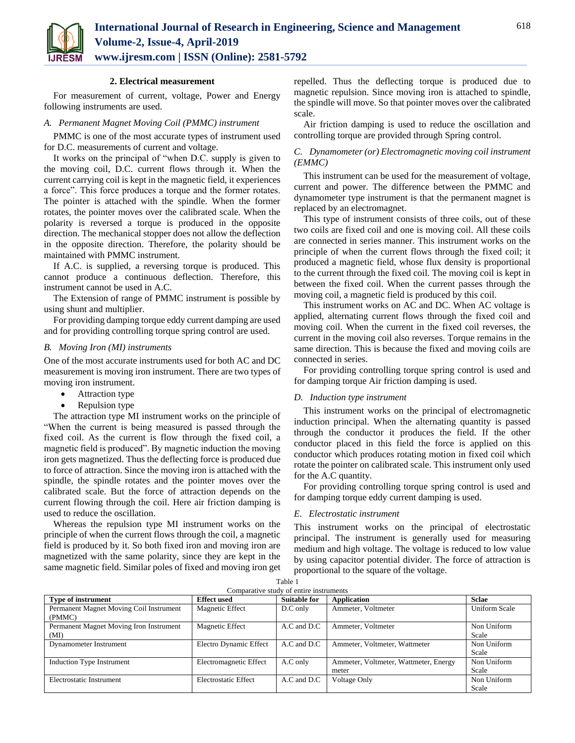## 2. Electrical measurement

For measurement of current, voltage, Power and Energy following instruments are used.

### *A. Permanent Magnet Moving Coil (PMMC) instrument*

PMMC is one of the most accurate types of instrument used for D.C. measurements of current and voltage.

It works on the principal of "when D.C. supply is given to the moving coil, D.C. current flows through it. When the current carrying coil is kept in the magnetic field, it experiences a force". This force produces a torque and the former rotates. The pointer is attached with the spindle. When the former rotates, the pointer moves over the calibrated scale. When the polarity is reversed a torque is produced in the opposite direction. The mechanical stopper does not allow the deflection in the opposite direction. Therefore, the polarity should be maintained with PMMC instrument.

If A.C. is supplied, a reversing torque is produced. This cannot produce a continuous deflection. Therefore, this instrument cannot be used in A.C.

The Extension of range of PMMC instrument is possible by using shunt and multiplier.

For providing damping torque eddy current damping are used and for providing controlling torque spring control are used.

### *B. Moving Iron (MI) instruments*

One of the most accurate instruments used for both AC and DC measurement is moving iron instrument. There are two types of moving iron instrument.

- Attraction type
- Repulsion type

The attraction type MI instrument works on the principle of "When the current is being measured is passed through the fixed coil. As the current is flow through the fixed coil, a magnetic field is produced". By magnetic induction the moving iron gets magnetized. Thus the deflecting force is produced due to force of attraction. Since the moving iron is attached with the spindle, the spindle rotates and the pointer moves over the calibrated scale. But the force of attraction depends on the current flowing through the coil. Here air friction damping is used to reduce the oscillation.

Whereas the repulsion type MI instrument works on the principle of when the current flows through the coil, a magnetic field is produced by it. So both fixed iron and moving iron are magnetized with the same polarity, since they are kept in the same magnetic field. Similar poles of fixed and moving iron get repelled. Thus the deflecting torque is produced due to magnetic repulsion. Since moving iron is attached to spindle, the spindle will move. So that pointer moves over the calibrated scale.

Air friction damping is used to reduce the oscillation and controlling torque are provided through Spring control.

### *C. Dynamometer (or) Electromagnetic moving coil instrument (EMMC)*

This instrument can be used for the measurement of voltage, current and power. The difference between the PMMC and dynamometer type instrument is that the permanent magnet is replaced by an electromagnet.

This type of instrument consists of three coils, out of these two coils are fixed coil and one is moving coil. All these coils are connected in series manner. This instrument works on the principle of when the current flows through the fixed coil; it produced a magnetic field, whose flux density is proportional to the current through the fixed coil. The moving coil is kept in between the fixed coil. When the current passes through the moving coil, a magnetic field is produced by this coil.

This instrument works on AC and DC. When AC voltage is applied, alternating current flows through the fixed coil and moving coil. When the current in the fixed coil reverses, the current in the moving coil also reverses. Torque remains in the same direction. This is because the fixed and moving coils are connected in series.

For providing controlling torque spring control is used and for damping torque Air friction damping is used.

### *D. Induction type instrument*

This instrument works on the principal of electromagnetic induction principal. When the alternating quantity is passed through the conductor it produces the field. If the other conductor placed in this field the force is applied on this conductor which produces rotating motion in fixed coil which rotate the pointer on calibrated scale. This instrument only used for the A.C quantity.

For providing controlling torque spring control is used and for damping torque eddy current damping is used.

### *E. Electrostatic instrument*

This instrument works on the principal of electrostatic principal. The instrument is generally used for measuring medium and high voltage. The voltage is reduced to low value by using capacitor potential divider. The force of attraction is proportional to the square of the voltage.

Table 1
Comparative study of entire instruments

| Type of instrument | Effect used | Suitable for | Application | Sclae |
|---|---|---|---|---|
| Permanent Magnet Moving Coil Instrument (PMMC) | Magnetic Effect | D.C only | Ammeter, Voltmeter | Uniform Scale |
| Permanent Magnet Moving Iron Instrument (MI) | Magnetic Effect | A.C and D.C | Ammeter, Voltmeter | Non Uniform Scale |
| Dynamometer Instrument | Electro Dynamic Effect | A.C and D.C | Ammeter, Voltmeter, Wattmeter | Non Uniform Scale |
| Induction Type Instrument | Electromagnetic Effect | A.C only | Ammeter, Voltmeter, Wattmeter, Energy meter | Non Uniform Scale |
| Electrostatic Instrument | Electrostatic Effect | A.C and D.C | Voltage Only | Non Uniform Scale |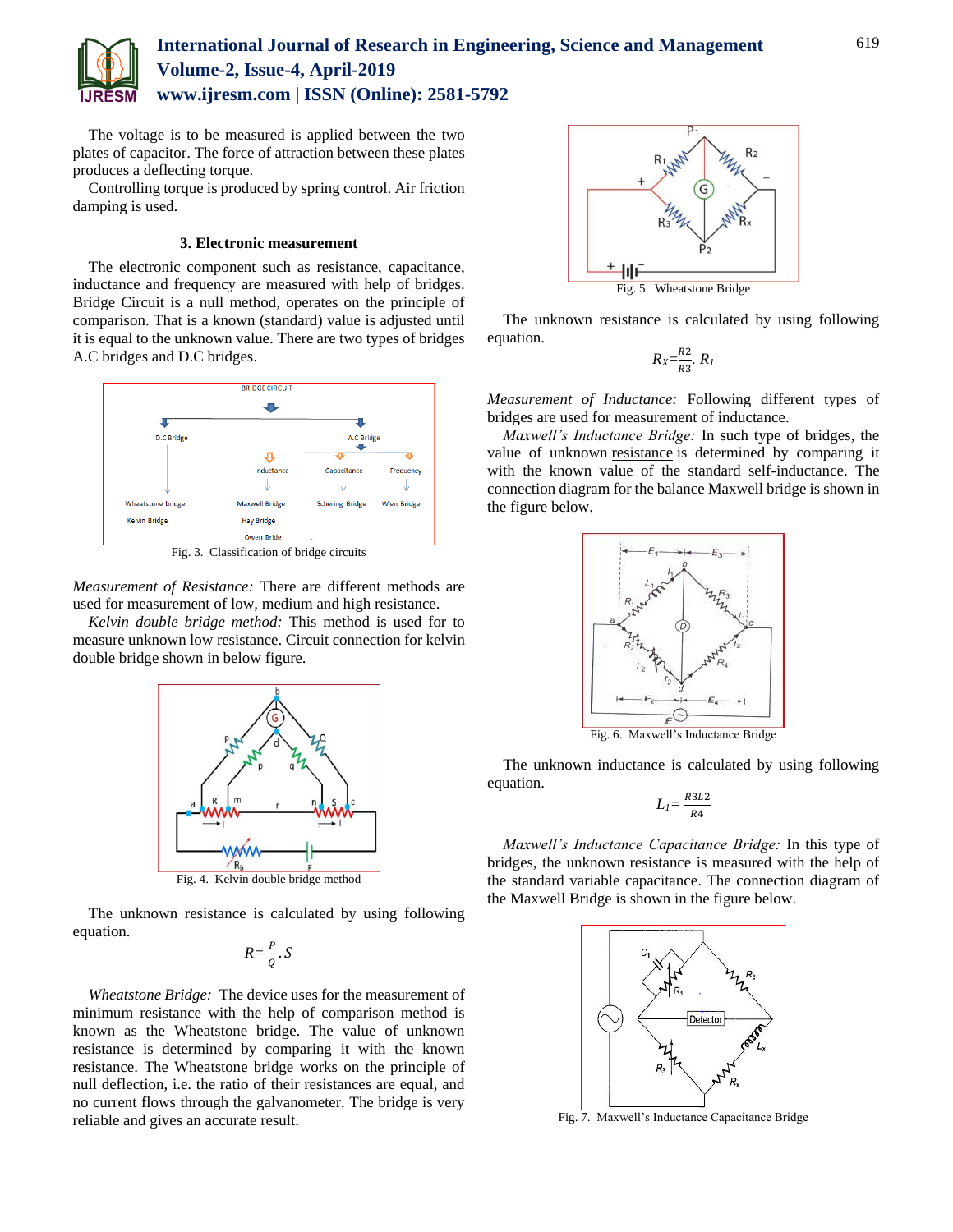The voltage is to be measured is applied between the two plates of capacitor. The force of attraction between these plates produces a deflecting torque.

Controlling torque is produced by spring control. Air friction damping is used.

### 3. Electronic measurement

The electronic component such as resistance, capacitance, inductance and frequency are measured with help of bridges. Bridge Circuit is a null method, operates on the principle of comparison. That is a known (standard) value is adjusted until it is equal to the unknown value. There are two types of bridges A.C bridges and D.C bridges.

Fig. 3. Classification of bridge circuits

*Measurement of Resistance:* There are different methods are used for measurement of low, medium and high resistance.

*Kelvin double bridge method:* This method is used for to measure unknown low resistance. Circuit connection for kelvin double bridge shown in below figure.

Fig. 4. Kelvin double bridge method

The unknown resistance is calculated by using following equation.

$$R=\frac{P}{Q}.S$$

*Wheatstone Bridge:* The device uses for the measurement of minimum resistance with the help of comparison method is known as the Wheatstone bridge. The value of unknown resistance is determined by comparing it with the known resistance. The Wheatstone bridge works on the principle of null deflection, i.e. the ratio of their resistances are equal, and no current flows through the galvanometer. The bridge is very reliable and gives an accurate result.

Fig. 5. Wheatstone Bridge

The unknown resistance is calculated by using following equation.

$$R_X=\frac{R2}{R3}.R_1$$

*Measurement of Inductance:* Following different types of bridges are used for measurement of inductance.

*Maxwell's Inductance Bridge:* In such type of bridges, the value of unknown resistance is determined by comparing it with the known value of the standard self-inductance. The connection diagram for the balance Maxwell bridge is shown in the figure below.

Fig. 6. Maxwell's Inductance Bridge

The unknown inductance is calculated by using following equation.

$$L_1=\frac{R3L2}{R4}$$

*Maxwell's Inductance Capacitance Bridge:* In this type of bridges, the unknown resistance is measured with the help of the standard variable capacitance. The connection diagram of the Maxwell Bridge is shown in the figure below.

Fig. 7. Maxwell's Inductance Capacitance Bridge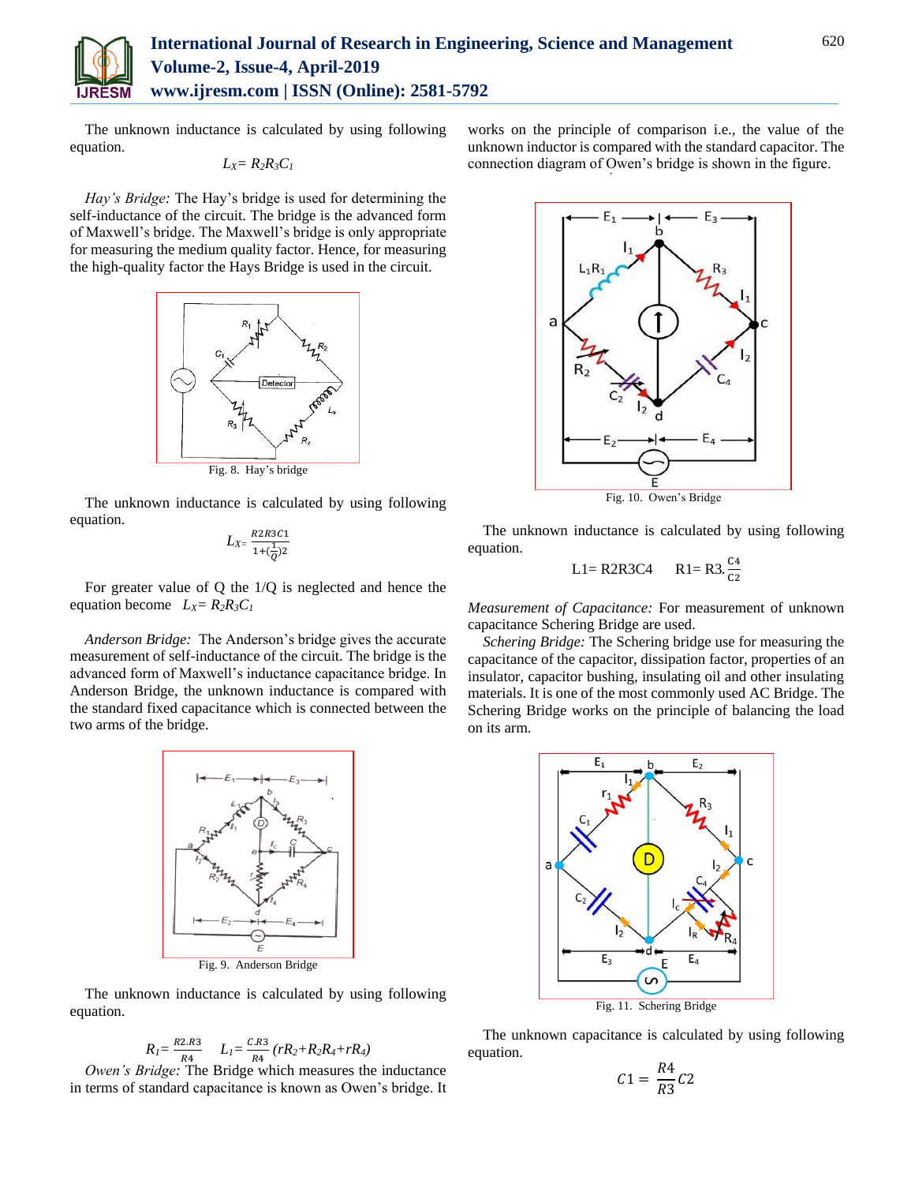The unknown inductance is calculated by using following equation.

$$L_X = R_2R_3C_1$$

*Hay's Bridge:* The Hay's bridge is used for determining the self-inductance of the circuit. The bridge is the advanced form of Maxwell's bridge. The Maxwell's bridge is only appropriate for measuring the medium quality factor. Hence, for measuring the high-quality factor the Hays Bridge is used in the circuit.

Fig. 8. Hay's bridge

The unknown inductance is calculated by using following equation.

$$L_X = \frac{R2R3C1}{1+(\frac{1}{Q})2}$$

For greater value of Q the 1/Q is neglected and hence the equation become $L_X = R_2R_3C_1$

*Anderson Bridge:* The Anderson's bridge gives the accurate measurement of self-inductance of the circuit. The bridge is the advanced form of Maxwell's inductance capacitance bridge. In Anderson Bridge, the unknown inductance is compared with the standard fixed capacitance which is connected between the two arms of the bridge.

Fig. 9. Anderson Bridge

The unknown inductance is calculated by using following equation.

$$R_1 = \frac{R2.R3}{R4} \quad L_1 = \frac{C.R3}{R4}(rR_2+R_2R_4+rR_4)$$

*Owen's Bridge:* The Bridge which measures the inductance in terms of standard capacitance is known as Owen's bridge. It works on the principle of comparison i.e., the value of the unknown inductor is compared with the standard capacitor. The connection diagram of Owen's bridge is shown in the figure.

Fig. 10. Owen's Bridge

The unknown inductance is calculated by using following equation.

$$L1 = R2R3C4 \quad R1 = R3.\frac{C4}{C2}$$

*Measurement of Capacitance:* For measurement of unknown capacitance Schering Bridge are used.

*Schering Bridge:* The Schering bridge use for measuring the capacitance of the capacitor, dissipation factor, properties of an insulator, capacitor bushing, insulating oil and other insulating materials. It is one of the most commonly used AC Bridge. The Schering Bridge works on the principle of balancing the load on its arm.

Fig. 11. Schering Bridge

The unknown capacitance is calculated by using following equation.

$$C1 = \frac{R4}{R3}C2$$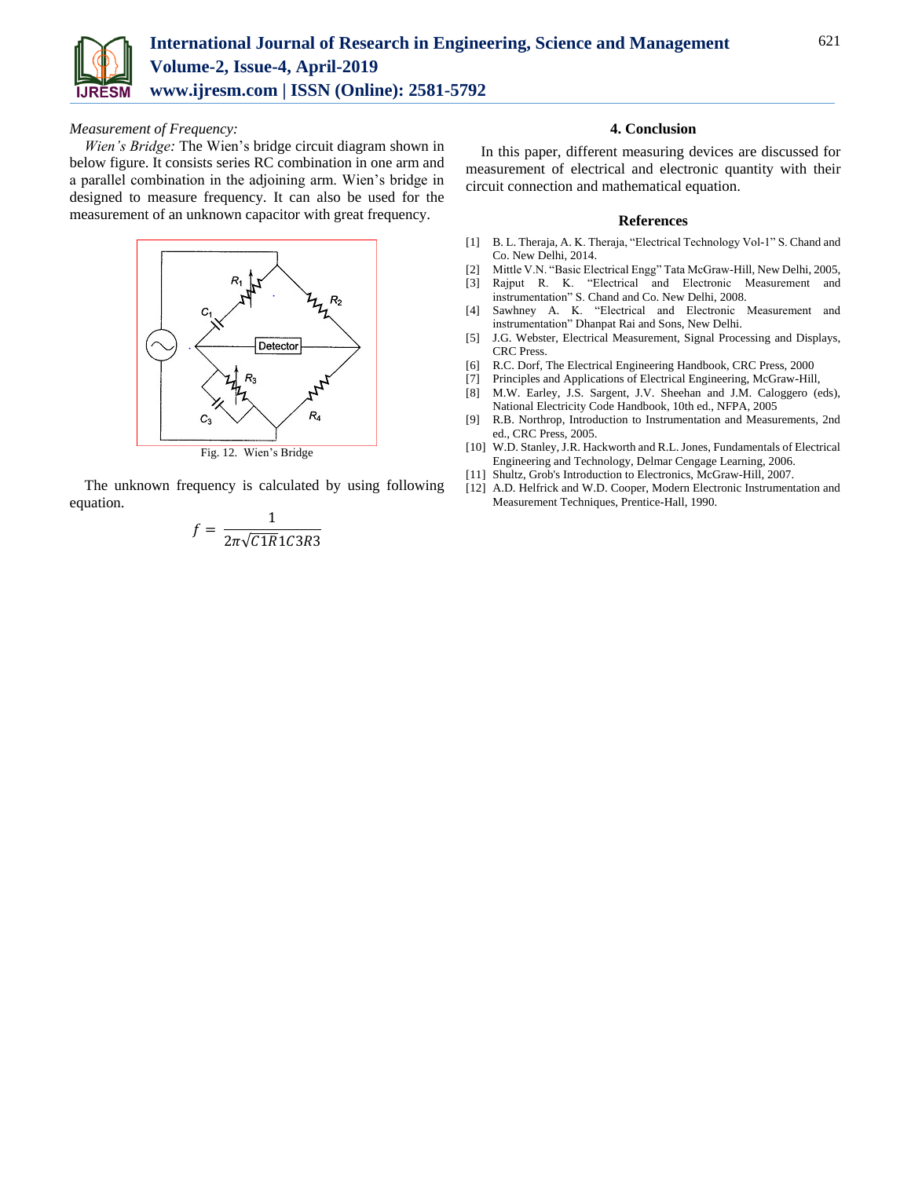*Measurement of Frequency:*

*Wien's Bridge:* The Wien's bridge circuit diagram shown in below figure. It consists series RC combination in one arm and a parallel combination in the adjoining arm. Wien's bridge in designed to measure frequency. It can also be used for the measurement of an unknown capacitor with great frequency.

R1
R2
C1
Detector
R3
C3
R4

Fig. 12. Wien's Bridge

The unknown frequency is calculated by using following equation.

$$f = \frac{1}{2\pi\sqrt{C1R}1C3R3}$$

## 4. Conclusion

In this paper, different measuring devices are discussed for measurement of electrical and electronic quantity with their circuit connection and mathematical equation.

## References

[1] B. L. Theraja, A. K. Theraja, "Electrical Technology Vol-1" S. Chand and Co. New Delhi, 2014.
[2] Mittle V.N. "Basic Electrical Engg" Tata McGraw-Hill, New Delhi, 2005,
[3] Rajput R. K. "Electrical and Electronic Measurement and instrumentation" S. Chand and Co. New Delhi, 2008.
[4] Sawhney A. K. "Electrical and Electronic Measurement and instrumentation" Dhanpat Rai and Sons, New Delhi.
[5] J.G. Webster, Electrical Measurement, Signal Processing and Displays, CRC Press.
[6] R.C. Dorf, The Electrical Engineering Handbook, CRC Press, 2000
[7] Principles and Applications of Electrical Engineering, McGraw-Hill,
[8] M.W. Earley, J.S. Sargent, J.V. Sheehan and J.M. Caloggero (eds), National Electricity Code Handbook, 10th ed., NFPA, 2005
[9] R.B. Northrop, Introduction to Instrumentation and Measurements, 2nd ed., CRC Press, 2005.
[10] W.D. Stanley, J.R. Hackworth and R.L. Jones, Fundamentals of Electrical Engineering and Technology, Delmar Cengage Learning, 2006.
[11] Shultz, Grob's Introduction to Electronics, McGraw-Hill, 2007.
[12] A.D. Helfrick and W.D. Cooper, Modern Electronic Instrumentation and Measurement Techniques, Prentice-Hall, 1990.